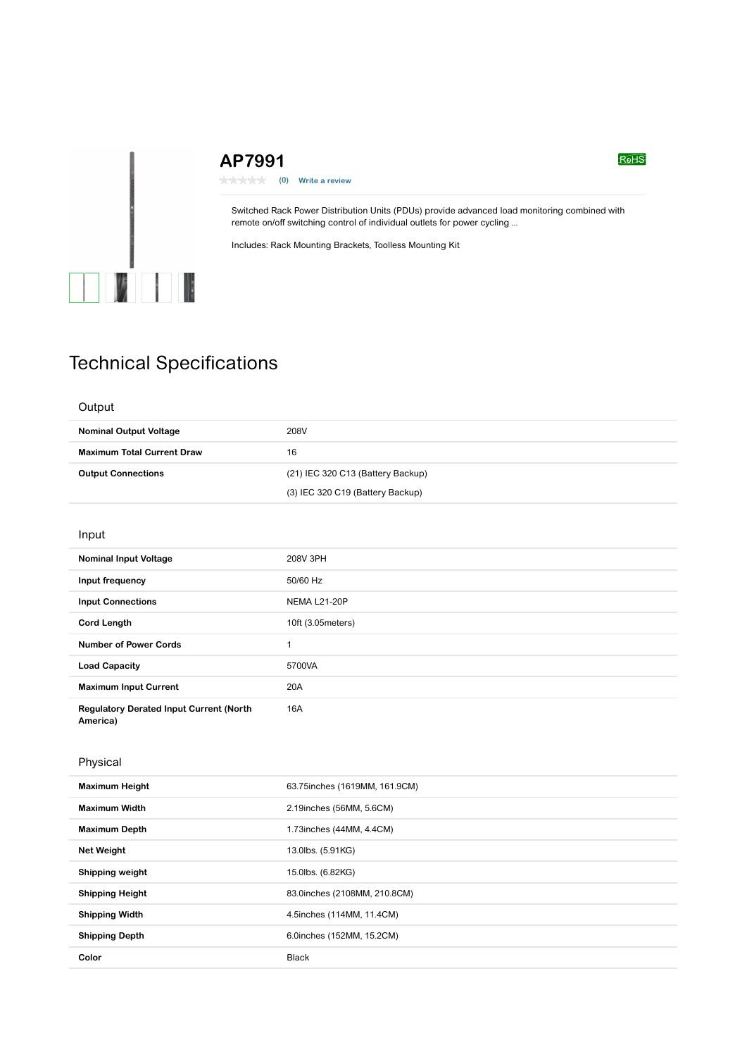# AP7991

(0) Write a review

RoHS

Switched Rack Power Distribution Units (PDUs) provide advanced load monitoring combined with remote on/off switching control of individual outlets for power cycling ...

Includes: Rack Mounting Brackets, Toolless Mounting Kit

## Technical Specifications

### Output

| | |
|---|---|
| **Nominal Output Voltage** | 208V |
| **Maximum Total Current Draw** | 16 |
| **Output Connections** | (21) IEC 320 C13 (Battery Backup)<br>(3) IEC 320 C19 (Battery Backup) |

### Input

| | |
|---|---|
| **Nominal Input Voltage** | 208V 3PH |
| **Input frequency** | 50/60 Hz |
| **Input Connections** | NEMA L21-20P |
| **Cord Length** | 10ft (3.05meters) |
| **Number of Power Cords** | 1 |
| **Load Capacity** | 5700VA |
| **Maximum Input Current** | 20A |
| **Regulatory Derated Input Current (North America)** | 16A |

### Physical

| | |
|---|---|
| **Maximum Height** | 63.75inches (1619MM, 161.9CM) |
| **Maximum Width** | 2.19inches (56MM, 5.6CM) |
| **Maximum Depth** | 1.73inches (44MM, 4.4CM) |
| **Net Weight** | 13.0lbs. (5.91KG) |
| **Shipping weight** | 15.0lbs. (6.82KG) |
| **Shipping Height** | 83.0inches (2108MM, 210.8CM) |
| **Shipping Width** | 4.5inches (114MM, 11.4CM) |
| **Shipping Depth** | 6.0inches (152MM, 15.2CM) |
| **Color** | Black |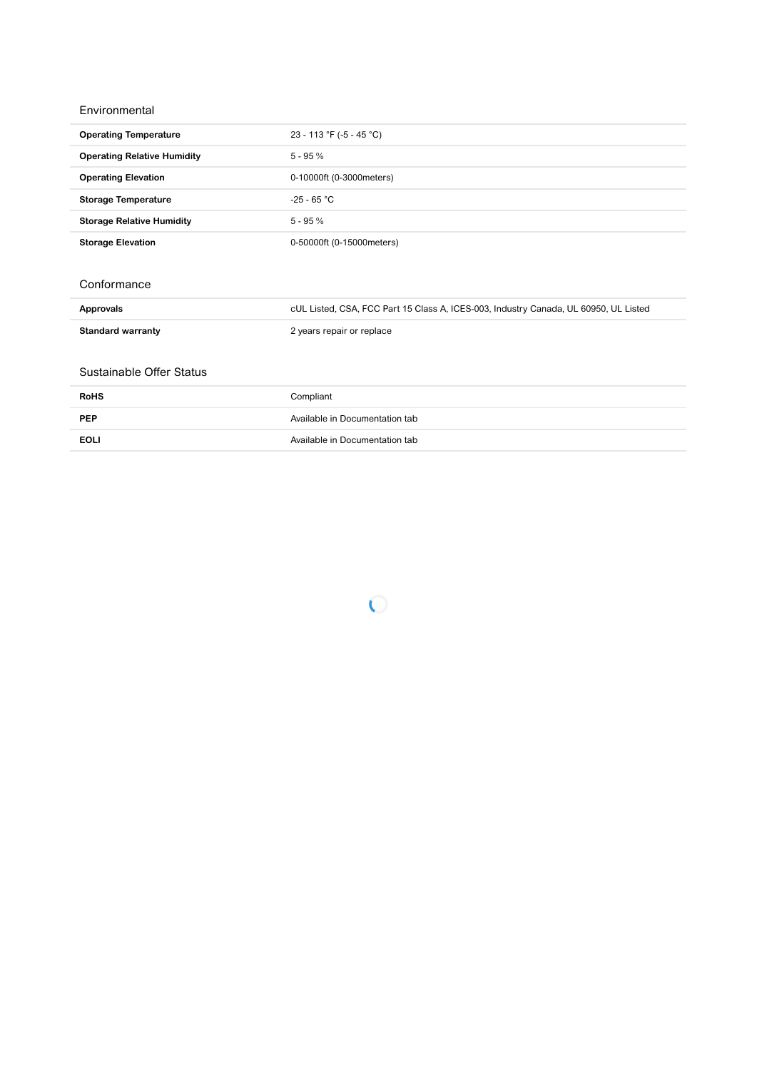## Environmental

| | |
|---|---|
| **Operating Temperature** | 23 - 113 °F (-5 - 45 °C) |
| **Operating Relative Humidity** | 5 - 95 % |
| **Operating Elevation** | 0-10000ft (0-3000meters) |
| **Storage Temperature** | -25 - 65 °C |
| **Storage Relative Humidity** | 5 - 95 % |
| **Storage Elevation** | 0-50000ft (0-15000meters) |

## Conformance

| | |
|---|---|
| **Approvals** | cUL Listed, CSA, FCC Part 15 Class A, ICES-003, Industry Canada, UL 60950, UL Listed |
| **Standard warranty** | 2 years repair or replace |

## Sustainable Offer Status

| | |
|---|---|
| **RoHS** | Compliant |
| **PEP** | Available in Documentation tab |
| **EOLI** | Available in Documentation tab |